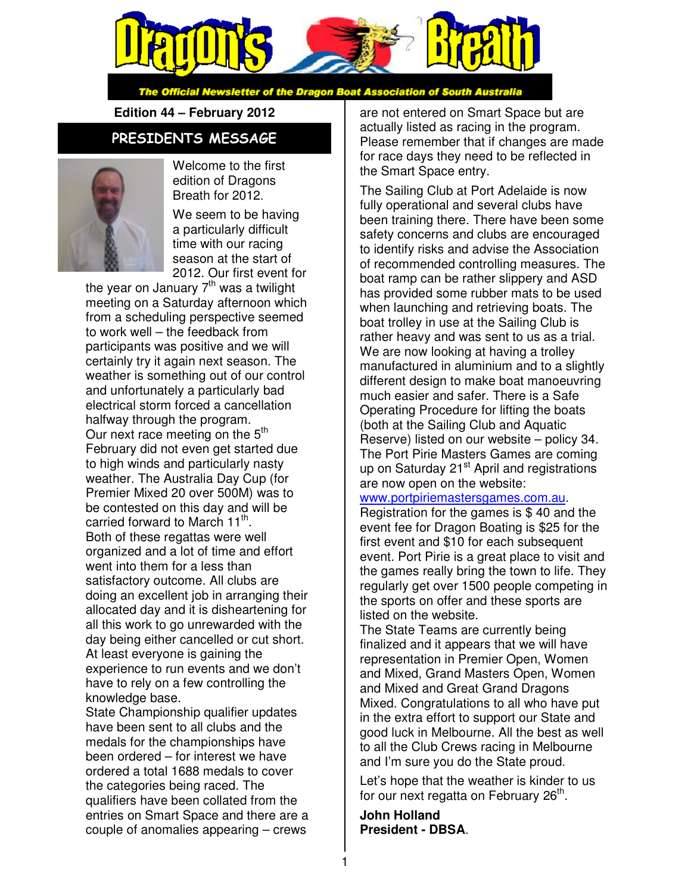# Dragon's Breath

*The Official Newsletter of the Dragon Boat Association of South Australia*

**Edition 44 – February 2012**

## PRESIDENTS MESSAGE

Welcome to the first edition of Dragons Breath for 2012.

We seem to be having a particularly difficult time with our racing season at the start of 2012. Our first event for the year on January 7th was a twilight meeting on a Saturday afternoon which from a scheduling perspective seemed to work well – the feedback from participants was positive and we will certainly try it again next season. The weather is something out of our control and unfortunately a particularly bad electrical storm forced a cancellation halfway through the program.

Our next race meeting on the 5th February did not even get started due to high winds and particularly nasty weather. The Australia Day Cup (for Premier Mixed 20 over 500M) was to be contested on this day and will be carried forward to March 11th.

Both of these regattas were well organized and a lot of time and effort went into them for a less than satisfactory outcome. All clubs are doing an excellent job in arranging their allocated day and it is disheartening for all this work to go unrewarded with the day being either cancelled or cut short. At least everyone is gaining the experience to run events and we don't have to rely on a few controlling the knowledge base.

State Championship qualifier updates have been sent to all clubs and the medals for the championships have been ordered – for interest we have ordered a total 1688 medals to cover the categories being raced. The qualifiers have been collated from the entries on Smart Space and there are a couple of anomalies appearing – crews are not entered on Smart Space but are actually listed as racing in the program. Please remember that if changes are made for race days they need to be reflected in the Smart Space entry.

The Sailing Club at Port Adelaide is now fully operational and several clubs have been training there. There have been some safety concerns and clubs are encouraged to identify risks and advise the Association of recommended controlling measures. The boat ramp can be rather slippery and ASD has provided some rubber mats to be used when launching and retrieving boats. The boat trolley in use at the Sailing Club is rather heavy and was sent to us as a trial. We are now looking at having a trolley manufactured in aluminium and to a slightly different design to make boat manoeuvring much easier and safer. There is a Safe Operating Procedure for lifting the boats (both at the Sailing Club and Aquatic Reserve) listed on our website – policy 34.

The Port Pirie Masters Games are coming up on Saturday 21st April and registrations are now open on the website: www.portpiriemastersgames.com.au.

Registration for the games is $ 40 and the event fee for Dragon Boating is $25 for the first event and $10 for each subsequent event. Port Pirie is a great place to visit and the games really bring the town to life. They regularly get over 1500 people competing in the sports on offer and these sports are listed on the website.

The State Teams are currently being finalized and it appears that we will have representation in Premier Open, Women and Mixed, Grand Masters Open, Women and Mixed and Great Grand Dragons Mixed. Congratulations to all who have put in the extra effort to support our State and good luck in Melbourne. All the best as well to all the Club Crews racing in Melbourne and I'm sure you do the State proud.

Let's hope that the weather is kinder to us for our next regatta on February 26th.

**John Holland**
**President - DBSA**.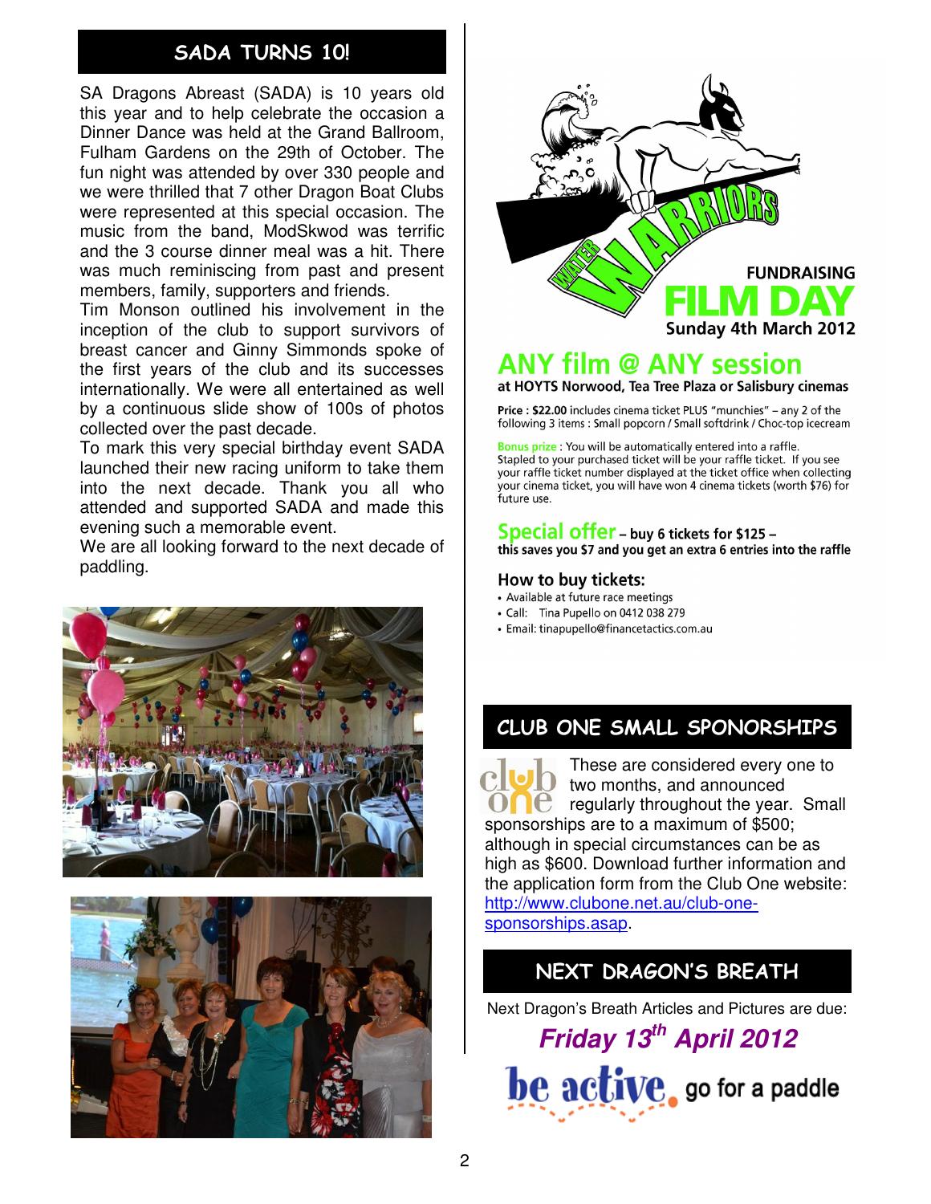## SADA TURNS 10!

SA Dragons Abreast (SADA) is 10 years old this year and to help celebrate the occasion a Dinner Dance was held at the Grand Ballroom, Fulham Gardens on the 29th of October. The fun night was attended by over 330 people and we were thrilled that 7 other Dragon Boat Clubs were represented at this special occasion. The music from the band, ModSkwod was terrific and the 3 course dinner meal was a hit. There was much reminiscing from past and present members, family, supporters and friends.

Tim Monson outlined his involvement in the inception of the club to support survivors of breast cancer and Ginny Simmonds spoke of the first years of the club and its successes internationally. We were all entertained as well by a continuous slide show of 100s of photos collected over the past decade.

To mark this very special birthday event SADA launched their new racing uniform to take them into the next decade. Thank you all who attended and supported SADA and made this evening such a memorable event.

We are all looking forward to the next decade of paddling.

WATER WARRIORS

FUNDRAISING
**FILM DAY**
Sunday 4th March 2012

## ANY film @ ANY session

**at HOYTS Norwood, Tea Tree Plaza or Salisbury cinemas**

**Price : $22.00** includes cinema ticket PLUS "munchies" – any 2 of the following 3 items : Small popcorn / Small softdrink / Choc-top icecream

**Bonus prize** : You will be automatically entered into a raffle. Stapled to your purchased ticket will be your raffle ticket. If you see your raffle ticket number displayed at the ticket office when collecting your cinema ticket, you will have won 4 cinema tickets (worth $76) for future use.

**Special offer – buy 6 tickets for $125 – this saves you $7 and you get an extra 6 entries into the raffle**

**How to buy tickets:**

- Available at future race meetings
- Call: Tina Pupello on 0412 038 279
- Email: tinapupello@financetactics.com.au

## CLUB ONE SMALL SPONSORSHIPS

These are considered every one to two months, and announced regularly throughout the year. Small sponsorships are to a maximum of $500; although in special circumstances can be as high as $600. Download further information and the application form from the Club One website: http://www.clubone.net.au/club-one-sponsorships.asap.

## NEXT DRAGON'S BREATH

Next Dragon's Breath Articles and Pictures are due:

***Friday 13th April 2012***

be active. go for a paddle